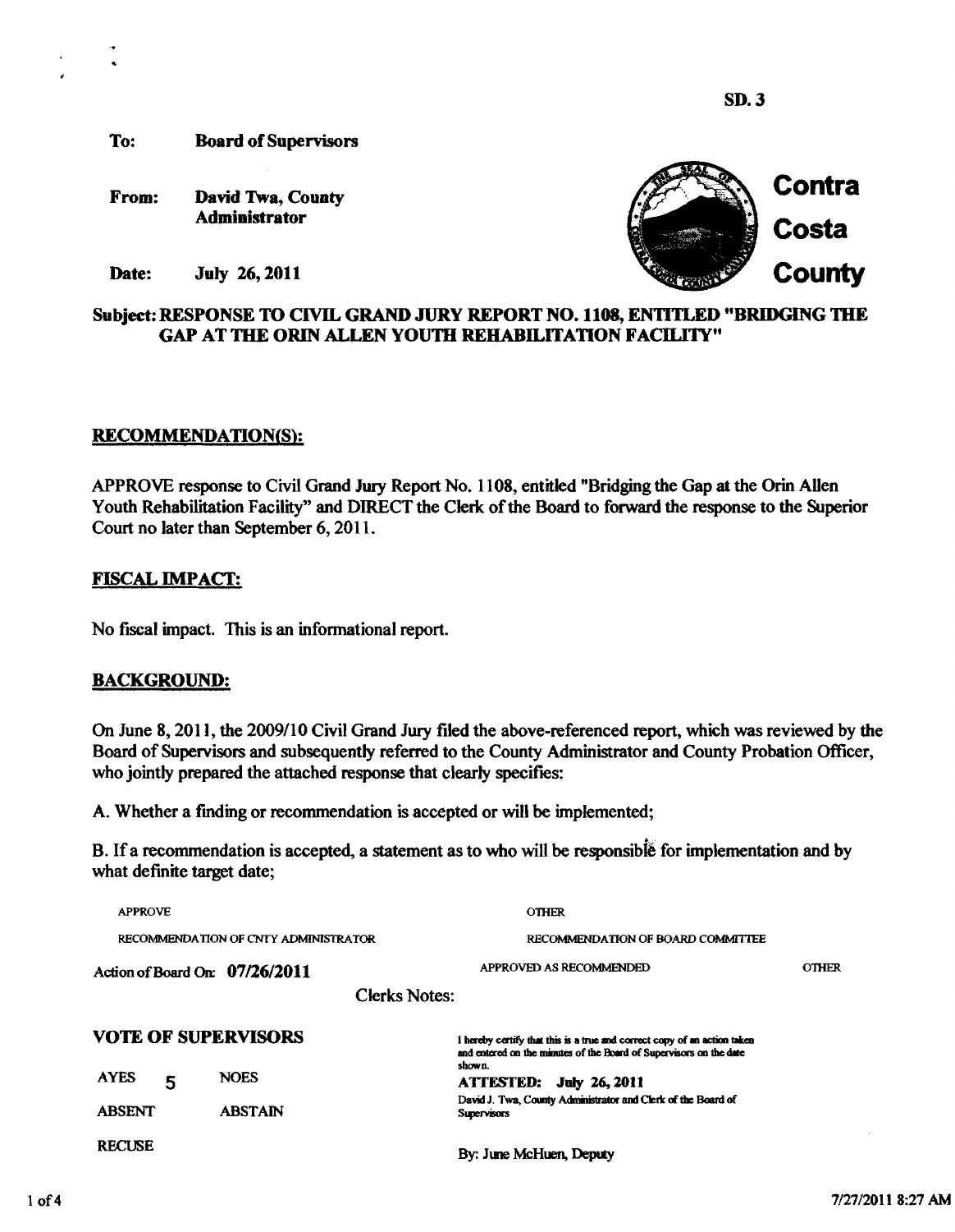SD. 3

**To:** Board of Supervisors

**From:** David Twa, County Administrator

**Date:** July 26, 2011

**Contra Costa County**

**Subject: RESPONSE TO CIVIL GRAND JURY REPORT NO. 1108, ENTITLED "BRIDGING THE GAP AT THE ORIN ALLEN YOUTH REHABILITATION FACILITY"**

## RECOMMENDATION(S):

APPROVE response to Civil Grand Jury Report No. 1108, entitled "Bridging the Gap at the Orin Allen Youth Rehabilitation Facility" and DIRECT the Clerk of the Board to forward the response to the Superior Court no later than September 6, 2011.

## FISCAL IMPACT:

No fiscal impact. This is an informational report.

## BACKGROUND:

On June 8, 2011, the 2009/10 Civil Grand Jury filed the above-referenced report, which was reviewed by the Board of Supervisors and subsequently referred to the County Administrator and County Probation Officer, who jointly prepared the attached response that clearly specifies:

A. Whether a finding or recommendation is accepted or will be implemented;

B. If a recommendation is accepted, a statement as to who will be responsible for implementation and by what definite target date;

| | |
|---|---|
| APPROVE | OTHER |
| RECOMMENDATION OF CNTY ADMINISTRATOR | RECOMMENDATION OF BOARD COMMITTEE |
| Action of Board On: **07/26/2011** | APPROVED AS RECOMMENDED &nbsp;&nbsp; OTHER |

Clerks Notes:

**VOTE OF SUPERVISORS**

| | | | |
|---|---|---|---|
| AYES | 5 | NOES | |
| ABSENT | | ABSTAIN | |
| RECUSE | | | |

I hereby certify that this is a true and correct copy of an action taken and entered on the minutes of the Board of Supervisors on the date shown.

**ATTESTED: July 26, 2011**

David J. Twa, County Administrator and Clerk of the Board of Supervisors

By: June McHuen, Deputy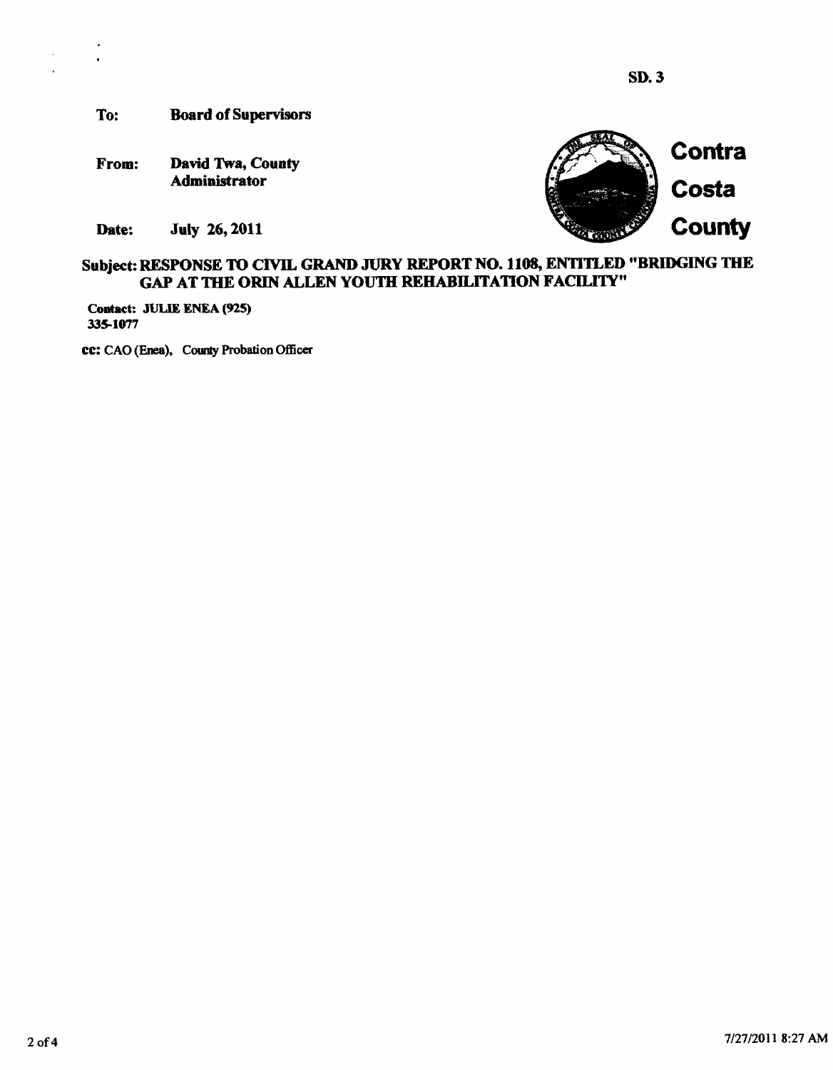SD. 3

**To:** **Board of Supervisors**

**From:** **David Twa, County Administrator**

**Date:** **July 26, 2011**

**Contra Costa County**

**Subject: RESPONSE TO CIVIL GRAND JURY REPORT NO. 1108, ENTITLED "BRIDGING THE GAP AT THE ORIN ALLEN YOUTH REHABILITATION FACILITY"**

**Contact: JULIE ENEA (925) 335-1077**

**cc:** CAO (Enea), County Probation Officer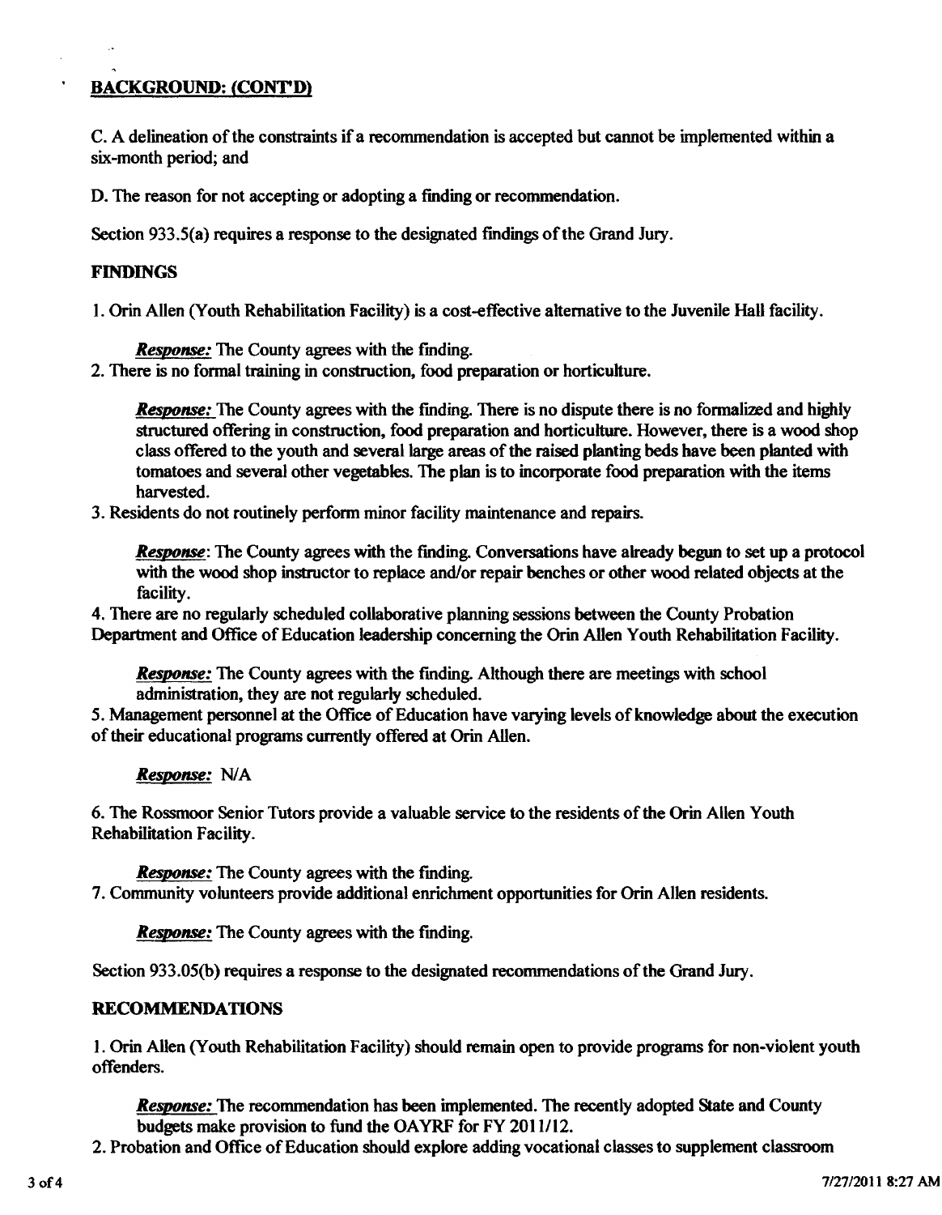## BACKGROUND: (CONT'D)

C. A delineation of the constraints if a recommendation is accepted but cannot be implemented within a six-month period; and

D. The reason for not accepting or adopting a finding or recommendation.

Section 933.5(a) requires a response to the designated findings of the Grand Jury.

## FINDINGS

1. Orin Allen (Youth Rehabilitation Facility) is a cost-effective alternative to the Juvenile Hall facility.

   ***Response:*** The County agrees with the finding.

2. There is no formal training in construction, food preparation or horticulture.

   ***Response:*** The County agrees with the finding. There is no dispute there is no formalized and highly structured offering in construction, food preparation and horticulture. However, there is a wood shop class offered to the youth and several large areas of the raised planting beds have been planted with tomatoes and several other vegetables. The plan is to incorporate food preparation with the items harvested.

3. Residents do not routinely perform minor facility maintenance and repairs.

   ***Response***: The County agrees with the finding. Conversations have already begun to set up a protocol with the wood shop instructor to replace and/or repair benches or other wood related objects at the facility.

4. There are no regularly scheduled collaborative planning sessions between the County Probation Department and Office of Education leadership concerning the Orin Allen Youth Rehabilitation Facility.

   ***Response:*** The County agrees with the finding. Although there are meetings with school administration, they are not regularly scheduled.

5. Management personnel at the Office of Education have varying levels of knowledge about the execution of their educational programs currently offered at Orin Allen.

   ***Response:*** N/A

6. The Rossmoor Senior Tutors provide a valuable service to the residents of the Orin Allen Youth Rehabilitation Facility.

   ***Response:*** The County agrees with the finding.

7. Community volunteers provide additional enrichment opportunities for Orin Allen residents.

   ***Response:*** The County agrees with the finding.

Section 933.05(b) requires a response to the designated recommendations of the Grand Jury.

## RECOMMENDATIONS

1. Orin Allen (Youth Rehabilitation Facility) should remain open to provide programs for non-violent youth offenders.

   ***Response:*** The recommendation has been implemented. The recently adopted State and County budgets make provision to fund the OAYRF for FY 2011/12.

2. Probation and Office of Education should explore adding vocational classes to supplement classroom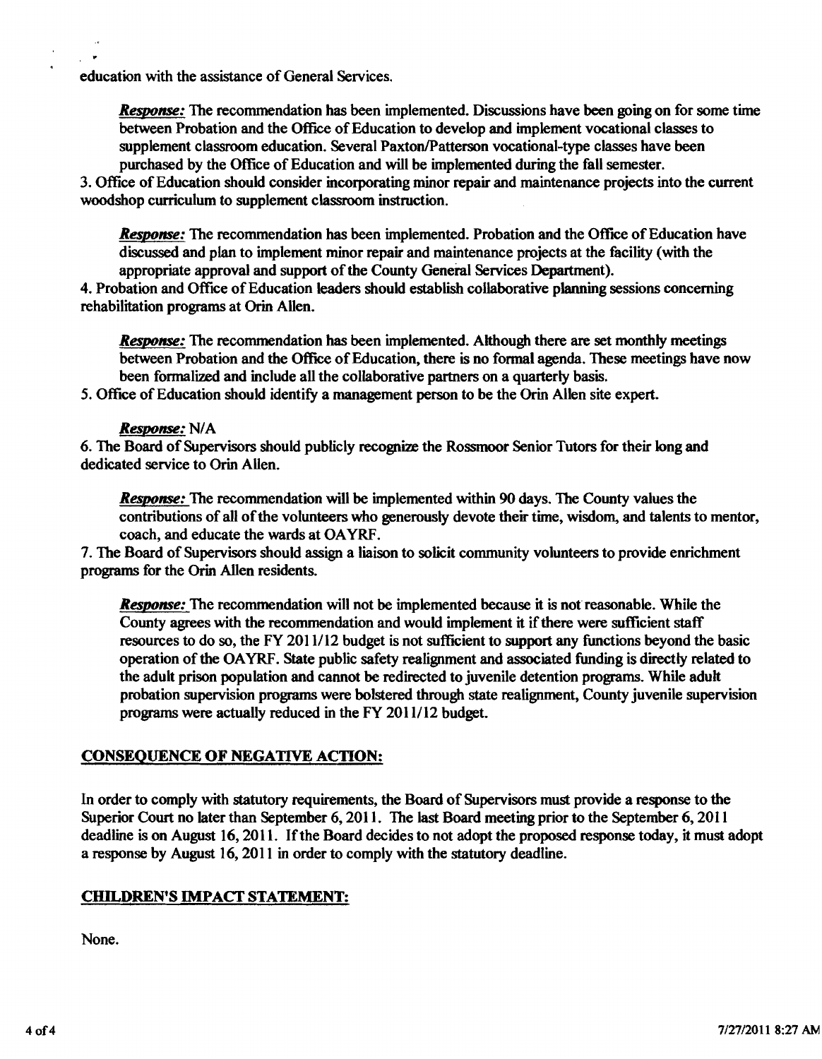education with the assistance of General Services.

> ***Response:*** The recommendation has been implemented. Discussions have been going on for some time between Probation and the Office of Education to develop and implement vocational classes to supplement classroom education. Several Paxton/Patterson vocational-type classes have been purchased by the Office of Education and will be implemented during the fall semester.

3. Office of Education should consider incorporating minor repair and maintenance projects into the current woodshop curriculum to supplement classroom instruction.

> ***Response:*** The recommendation has been implemented. Probation and the Office of Education have discussed and plan to implement minor repair and maintenance projects at the facility (with the appropriate approval and support of the County General Services Department).

4. Probation and Office of Education leaders should establish collaborative planning sessions concerning rehabilitation programs at Orin Allen.

> ***Response:*** The recommendation has been implemented. Although there are set monthly meetings between Probation and the Office of Education, there is no formal agenda. These meetings have now been formalized and include all the collaborative partners on a quarterly basis.

5. Office of Education should identify a management person to be the Orin Allen site expert.

> ***Response:*** N/A

6. The Board of Supervisors should publicly recognize the Rossmoor Senior Tutors for their long and dedicated service to Orin Allen.

> ***Response:*** The recommendation will be implemented within 90 days. The County values the contributions of all of the volunteers who generously devote their time, wisdom, and talents to mentor, coach, and educate the wards at OAYRF.

7. The Board of Supervisors should assign a liaison to solicit community volunteers to provide enrichment programs for the Orin Allen residents.

> ***Response:*** The recommendation will not be implemented because it is not reasonable. While the County agrees with the recommendation and would implement it if there were sufficient staff resources to do so, the FY 2011/12 budget is not sufficient to support any functions beyond the basic operation of the OAYRF. State public safety realignment and associated funding is directly related to the adult prison population and cannot be redirected to juvenile detention programs. While adult probation supervision programs were bolstered through state realignment, County juvenile supervision programs were actually reduced in the FY 2011/12 budget.

## CONSEQUENCE OF NEGATIVE ACTION:

In order to comply with statutory requirements, the Board of Supervisors must provide a response to the Superior Court no later than September 6, 2011. The last Board meeting prior to the September 6, 2011 deadline is on August 16, 2011. If the Board decides to not adopt the proposed response today, it must adopt a response by August 16, 2011 in order to comply with the statutory deadline.

## CHILDREN'S IMPACT STATEMENT:

None.